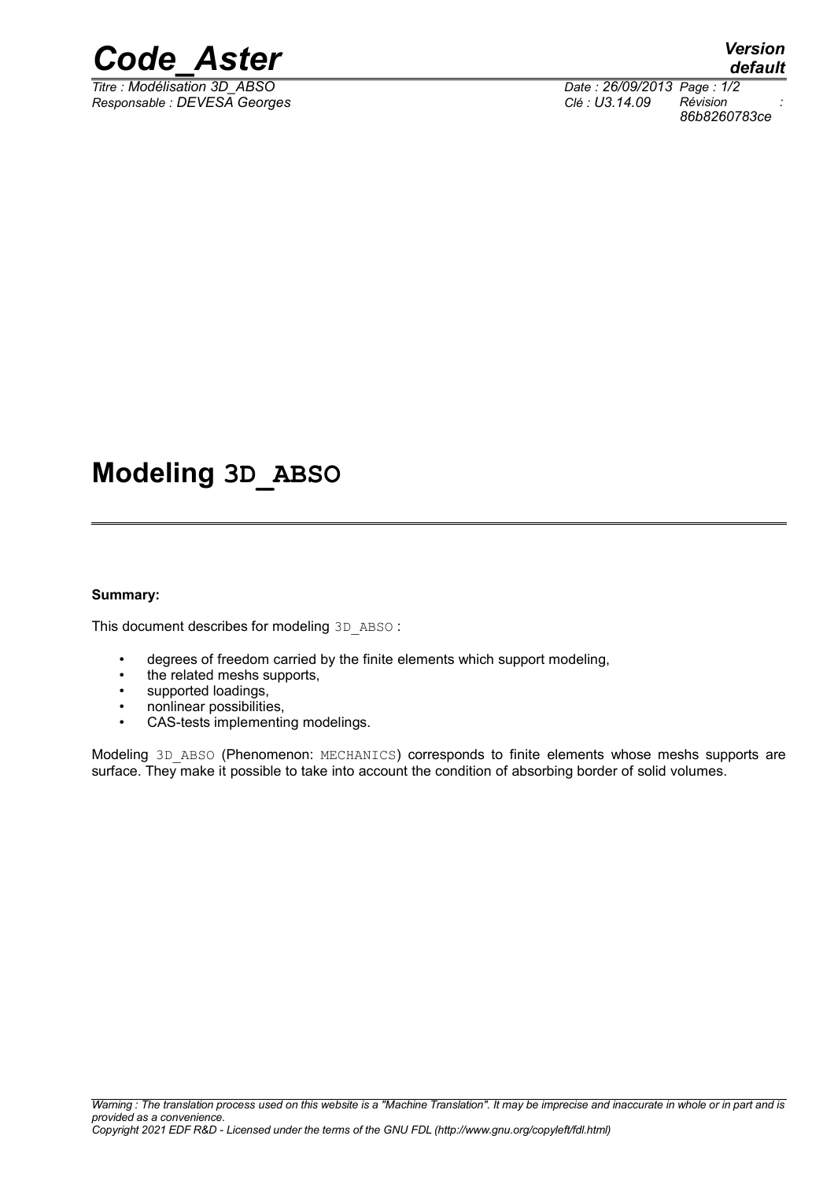# Modeling 3D_ABSO

**Summary:**

This document describes for modeling 3D_ABSO :

- degrees of freedom carried by the finite elements which support modeling,
- the related meshs supports,
- supported loadings,
- nonlinear possibilities,
- CAS-tests implementing modelings.

Modeling 3D_ABSO (Phenomenon: MECHANICS) corresponds to finite elements whose meshs supports are surface. They make it possible to take into account the condition of absorbing border of solid volumes.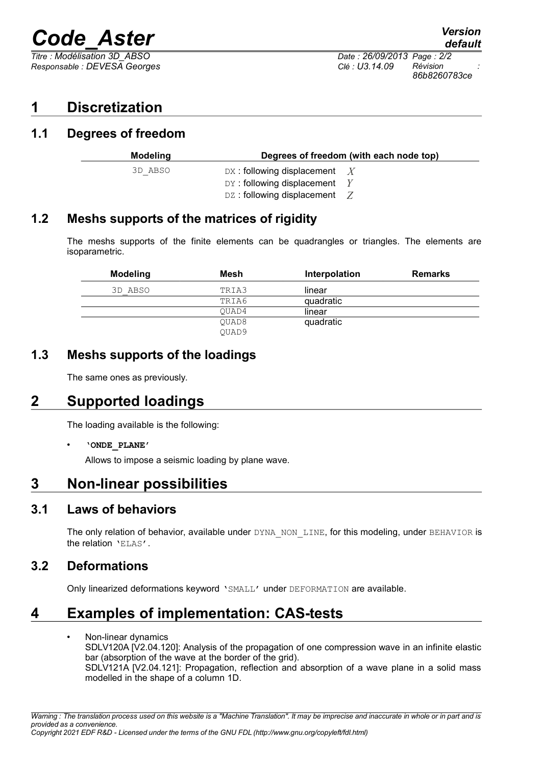# 1 Discretization

## 1.1 Degrees of freedom

| Modeling | Degrees of freedom (with each node top) |
|---|---|
| 3D_ABSO | DX : following displacement $X$<br>DY : following displacement $Y$<br>DZ : following displacement $Z$ |

## 1.2 Meshs supports of the matrices of rigidity

The meshs supports of the finite elements can be quadrangles or triangles. The elements are isoparametric.

| Modeling | Mesh | Interpolation | Remarks |
|---|---|---|---|
| 3D_ABSO | TRIA3 | linear | |
| | TRIA6 | quadratic | |
| | QUAD4 | linear | |
| | QUAD8<br>QUAD9 | quadratic | |

## 1.3 Meshs supports of the loadings

The same ones as previously.

# 2 Supported loadings

The loading available is the following:

- **'ONDE_PLANE'**

  Allows to impose a seismic loading by plane wave.

# 3 Non-linear possibilities

## 3.1 Laws of behaviors

The only relation of behavior, available under DYNA_NON_LINE, for this modeling, under BEHAVIOR is the relation 'ELAS'.

## 3.2 Deformations

Only linearized deformations keyword 'SMALL' under DEFORMATION are available.

# 4 Examples of implementation: CAS-tests

- Non-linear dynamics
  SDLV120A [V2.04.120]: Analysis of the propagation of one compression wave in an infinite elastic bar (absorption of the wave at the border of the grid).
  SDLV121A [V2.04.121]: Propagation, reflection and absorption of a wave plane in a solid mass modelled in the shape of a column 1D.